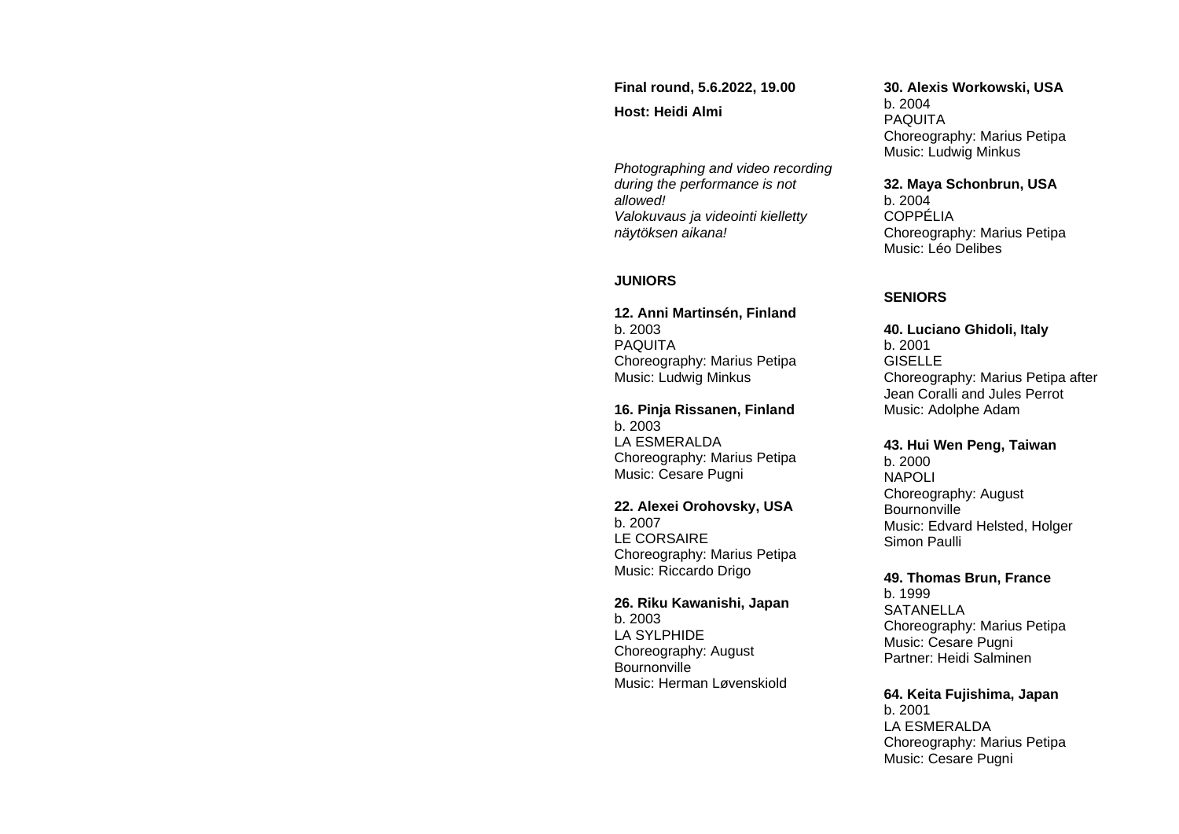**Final round, 5.6.2022, 19.00**

**Host: Heidi Almi**

*Photographing and video recording during the performance is not allowed!*
*Valokuvaus ja videointi kielletty näytöksen aikana!*

## JUNIORS

**12. Anni Martinsén, Finland**
b. 2003
PAQUITA
Choreography: Marius Petipa
Music: Ludwig Minkus

**16. Pinja Rissanen, Finland**
b. 2003
LA ESMERALDA
Choreography: Marius Petipa
Music: Cesare Pugni

**22. Alexei Orohovsky, USA**
b. 2007
LE CORSAIRE
Choreography: Marius Petipa
Music: Riccardo Drigo

**26. Riku Kawanishi, Japan**
b. 2003
LA SYLPHIDE
Choreography: August Bournonville
Music: Herman Løvenskiold

**30. Alexis Workowski, USA**
b. 2004
PAQUITA
Choreography: Marius Petipa
Music: Ludwig Minkus

**32. Maya Schonbrun, USA**
b. 2004
COPPÉLIA
Choreography: Marius Petipa
Music: Léo Delibes

## SENIORS

**40. Luciano Ghidoli, Italy**
b. 2001
GISELLE
Choreography: Marius Petipa after Jean Coralli and Jules Perrot
Music: Adolphe Adam

**43. Hui Wen Peng, Taiwan**
b. 2000
NAPOLI
Choreography: August Bournonville
Music: Edvard Helsted, Holger Simon Paulli

**49. Thomas Brun, France**
b. 1999
SATANELLA
Choreography: Marius Petipa
Music: Cesare Pugni
Partner: Heidi Salminen

**64. Keita Fujishima, Japan**
b. 2001
LA ESMERALDA
Choreography: Marius Petipa
Music: Cesare Pugni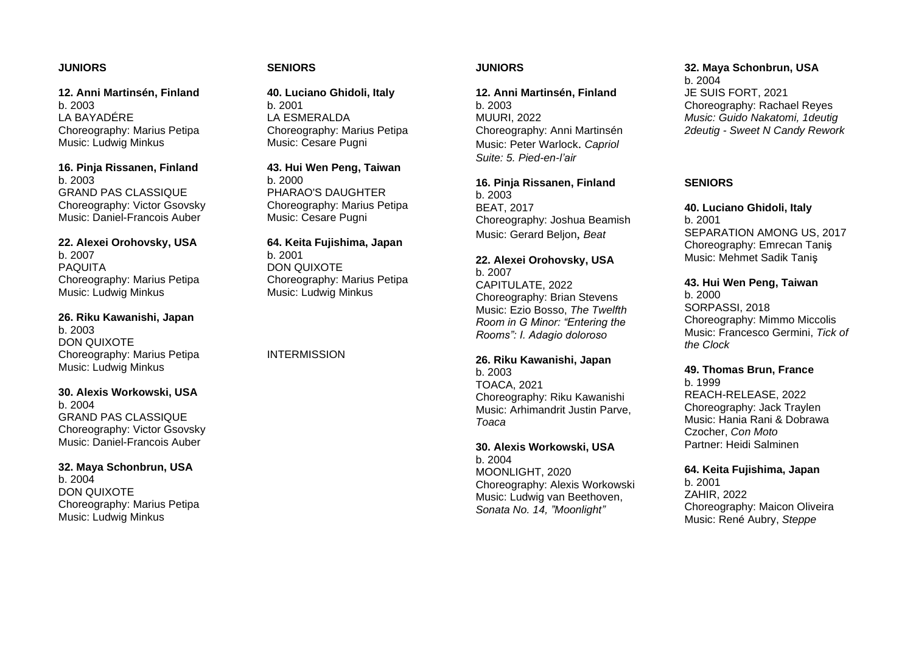**JUNIORS**

**12. Anni Martinsén, Finland**
b. 2003
LA BAYADÉRE
Choreography: Marius Petipa
Music: Ludwig Minkus

**16. Pinja Rissanen, Finland**
b. 2003
GRAND PAS CLASSIQUE
Choreography: Victor Gsovsky
Music: Daniel-Francois Auber

**22. Alexei Orohovsky, USA**
b. 2007
PAQUITA
Choreography: Marius Petipa
Music: Ludwig Minkus

**26. Riku Kawanishi, Japan**
b. 2003
DON QUIXOTE
Choreography: Marius Petipa
Music: Ludwig Minkus

**30. Alexis Workowski, USA**
b. 2004
GRAND PAS CLASSIQUE
Choreography: Victor Gsovsky
Music: Daniel-Francois Auber

**32. Maya Schonbrun, USA**
b. 2004
DON QUIXOTE
Choreography: Marius Petipa
Music: Ludwig Minkus

**SENIORS**

**40. Luciano Ghidoli, Italy**
b. 2001
LA ESMERALDA
Choreography: Marius Petipa
Music: Cesare Pugni

**43. Hui Wen Peng, Taiwan**
b. 2000
PHARAO'S DAUGHTER
Choreography: Marius Petipa
Music: Cesare Pugni

**64. Keita Fujishima, Japan**
b. 2001
DON QUIXOTE
Choreography: Marius Petipa
Music: Ludwig Minkus

INTERMISSION

**JUNIORS**

**12. Anni Martinsén, Finland**
b. 2003
MUURI, 2022
Choreography: Anni Martinsén
Music: Peter Warlock. *Capriol Suite: 5. Pied-en-l'air*

**16. Pinja Rissanen, Finland**
b. 2003
BEAT, 2017
Choreography: Joshua Beamish
Music: Gerard Beljon, *Beat*

**22. Alexei Orohovsky, USA**
b. 2007
CAPITULATE, 2022
Choreography: Brian Stevens
Music: Ezio Bosso, *The Twelfth Room in G Minor: "Entering the Rooms": I. Adagio doloroso*

**26. Riku Kawanishi, Japan**
b. 2003
TOACA, 2021
Choreography: Riku Kawanishi
Music: Arhimandrit Justin Parve, *Toaca*

**30. Alexis Workowski, USA**
b. 2004
MOONLIGHT, 2020
Choreography: Alexis Workowski
Music: Ludwig van Beethoven, *Sonata No. 14, "Moonlight"*

**32. Maya Schonbrun, USA**
b. 2004
JE SUIS FORT, 2021
Choreography: Rachael Reyes
*Music: Guido Nakatomi, 1deutig 2deutig - Sweet N Candy Rework*

**SENIORS**

**40. Luciano Ghidoli, Italy**
b. 2001
SEPARATION AMONG US, 2017
Choreography: Emrecan Taniş
Music: Mehmet Sadik Taniş

**43. Hui Wen Peng, Taiwan**
b. 2000
SORPASSI, 2018
Choreography: Mimmo Miccolis
Music: Francesco Germini, *Tick of the Clock*

**49. Thomas Brun, France**
b. 1999
REACH-RELEASE, 2022
Choreography: Jack Traylen
Music: Hania Rani & Dobrawa Czocher, *Con Moto*
Partner: Heidi Salminen

**64. Keita Fujishima, Japan**
b. 2001
ZAHIR, 2022
Choreography: Maicon Oliveira
Music: René Aubry, *Steppe*